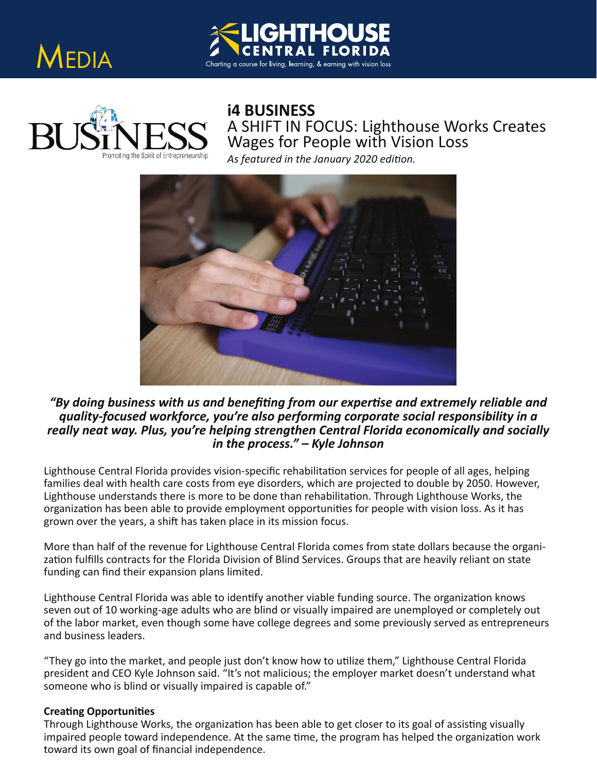MEDIA

LIGHTHOUSE CENTRAL FLORIDA

Charting a course for living, learning, & earning with vision loss

i4 BUSINESS
Promoting the Spirit of Entrepreneurship

# i4 BUSINESS

## A SHIFT IN FOCUS: Lighthouse Works Creates Wages for People with Vision Loss

*As featured in the January 2020 edition.*

***"By doing business with us and benefiting from our expertise and extremely reliable and quality-focused workforce, you're also performing corporate social responsibility in a really neat way. Plus, you're helping strengthen Central Florida economically and socially in the process." – Kyle Johnson***

Lighthouse Central Florida provides vision-specific rehabilitation services for people of all ages, helping families deal with health care costs from eye disorders, which are projected to double by 2050. However, Lighthouse understands there is more to be done than rehabilitation. Through Lighthouse Works, the organization has been able to provide employment opportunities for people with vision loss. As it has grown over the years, a shift has taken place in its mission focus.

More than half of the revenue for Lighthouse Central Florida comes from state dollars because the organization fulfills contracts for the Florida Division of Blind Services. Groups that are heavily reliant on state funding can find their expansion plans limited.

Lighthouse Central Florida was able to identify another viable funding source. The organization knows seven out of 10 working-age adults who are blind or visually impaired are unemployed or completely out of the labor market, even though some have college degrees and some previously served as entrepreneurs and business leaders.

"They go into the market, and people just don't know how to utilize them," Lighthouse Central Florida president and CEO Kyle Johnson said. "It's not malicious; the employer market doesn't understand what someone who is blind or visually impaired is capable of."

**Creating Opportunities**

Through Lighthouse Works, the organization has been able to get closer to its goal of assisting visually impaired people toward independence. At the same time, the program has helped the organization work toward its own goal of financial independence.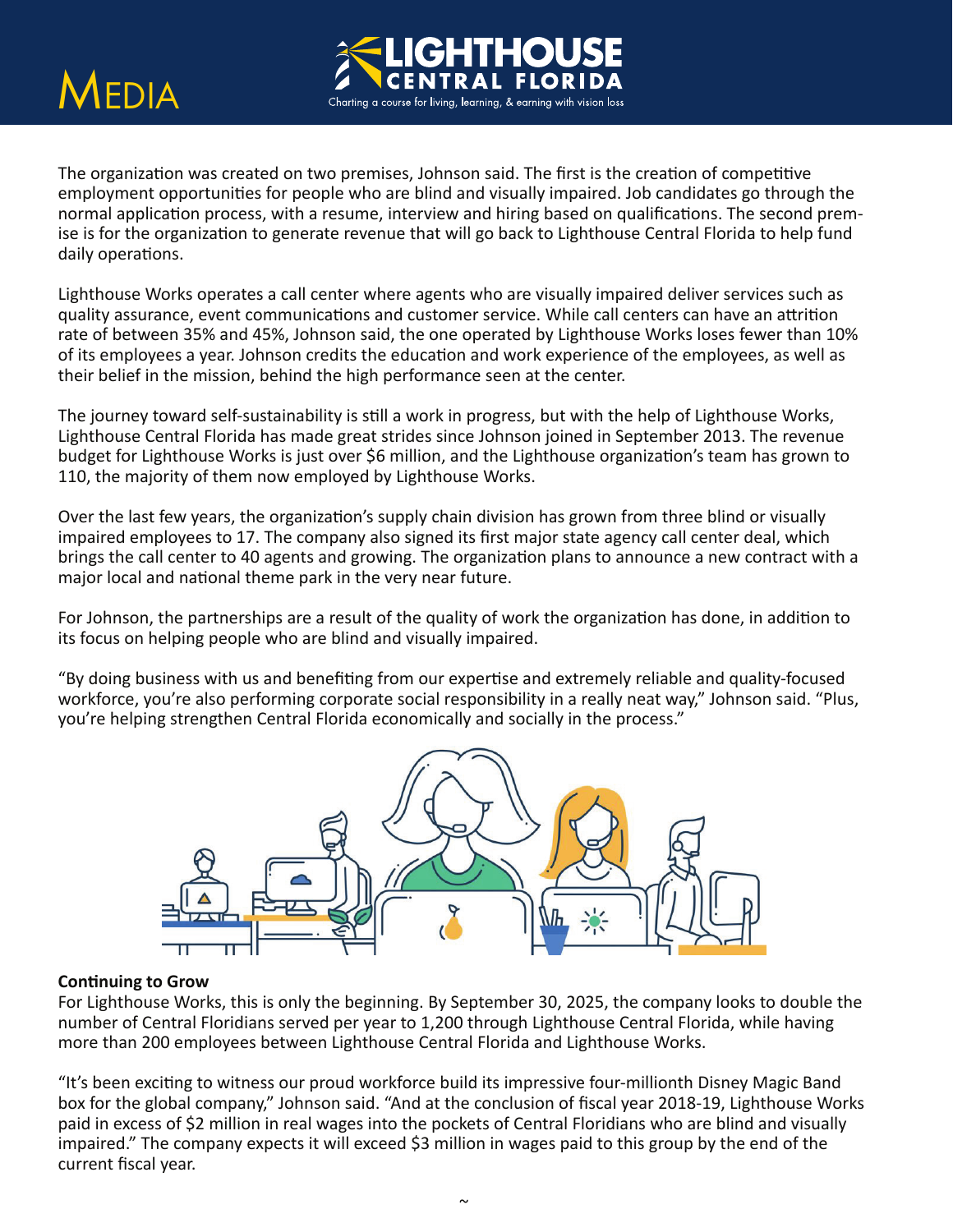The organization was created on two premises, Johnson said. The first is the creation of competitive employment opportunities for people who are blind and visually impaired. Job candidates go through the normal application process, with a resume, interview and hiring based on qualifications. The second premise is for the organization to generate revenue that will go back to Lighthouse Central Florida to help fund daily operations.

Lighthouse Works operates a call center where agents who are visually impaired deliver services such as quality assurance, event communications and customer service. While call centers can have an attrition rate of between 35% and 45%, Johnson said, the one operated by Lighthouse Works loses fewer than 10% of its employees a year. Johnson credits the education and work experience of the employees, as well as their belief in the mission, behind the high performance seen at the center.

The journey toward self-sustainability is still a work in progress, but with the help of Lighthouse Works, Lighthouse Central Florida has made great strides since Johnson joined in September 2013. The revenue budget for Lighthouse Works is just over $6 million, and the Lighthouse organization's team has grown to 110, the majority of them now employed by Lighthouse Works.

Over the last few years, the organization's supply chain division has grown from three blind or visually impaired employees to 17. The company also signed its first major state agency call center deal, which brings the call center to 40 agents and growing. The organization plans to announce a new contract with a major local and national theme park in the very near future.

For Johnson, the partnerships are a result of the quality of work the organization has done, in addition to its focus on helping people who are blind and visually impaired.

"By doing business with us and benefiting from our expertise and extremely reliable and quality-focused workforce, you're also performing corporate social responsibility in a really neat way," Johnson said. "Plus, you're helping strengthen Central Florida economically and socially in the process."

**Continuing to Grow**

For Lighthouse Works, this is only the beginning. By September 30, 2025, the company looks to double the number of Central Floridians served per year to 1,200 through Lighthouse Central Florida, while having more than 200 employees between Lighthouse Central Florida and Lighthouse Works.

"It's been exciting to witness our proud workforce build its impressive four-millionth Disney Magic Band box for the global company," Johnson said. "And at the conclusion of fiscal year 2018-19, Lighthouse Works paid in excess of $2 million in real wages into the pockets of Central Floridians who are blind and visually impaired." The company expects it will exceed $3 million in wages paid to this group by the end of the current fiscal year.

~